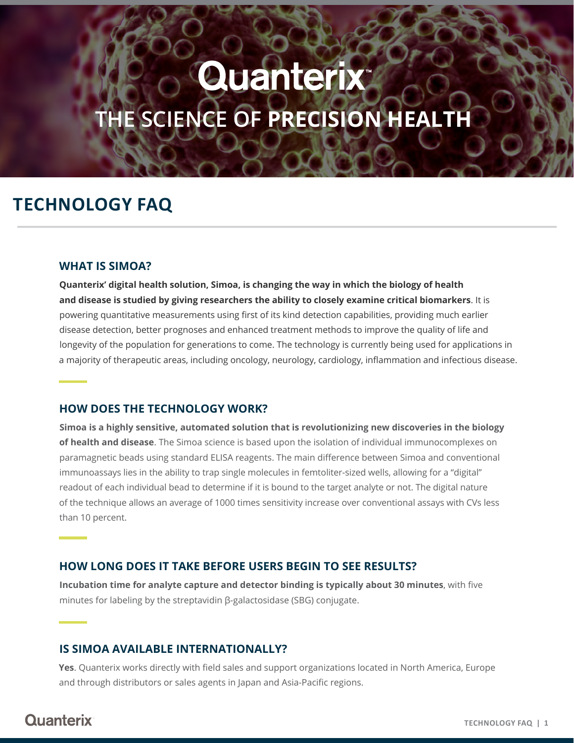# Quanterix

## THE SCIENCE OF PRECISION HEALTH

# TECHNOLOGY FAQ

### WHAT IS SIMOA?

**Quanterix' digital health solution, Simoa, is changing the way in which the biology of health and disease is studied by giving researchers the ability to closely examine critical biomarkers**. It is powering quantitative measurements using first of its kind detection capabilities, providing much earlier disease detection, better prognoses and enhanced treatment methods to improve the quality of life and longevity of the population for generations to come. The technology is currently being used for applications in a majority of therapeutic areas, including oncology, neurology, cardiology, inflammation and infectious disease.

### HOW DOES THE TECHNOLOGY WORK?

**Simoa is a highly sensitive, automated solution that is revolutionizing new discoveries in the biology of health and disease**. The Simoa science is based upon the isolation of individual immunocomplexes on paramagnetic beads using standard ELISA reagents. The main difference between Simoa and conventional immunoassays lies in the ability to trap single molecules in femtoliter-sized wells, allowing for a "digital" readout of each individual bead to determine if it is bound to the target analyte or not. The digital nature of the technique allows an average of 1000 times sensitivity increase over conventional assays with CVs less than 10 percent.

### HOW LONG DOES IT TAKE BEFORE USERS BEGIN TO SEE RESULTS?

**Incubation time for analyte capture and detector binding is typically about 30 minutes**, with five minutes for labeling by the streptavidin β-galactosidase (SBG) conjugate.

### IS SIMOA AVAILABLE INTERNATIONALLY?

**Yes**. Quanterix works directly with field sales and support organizations located in North America, Europe and through distributors or sales agents in Japan and Asia-Pacific regions.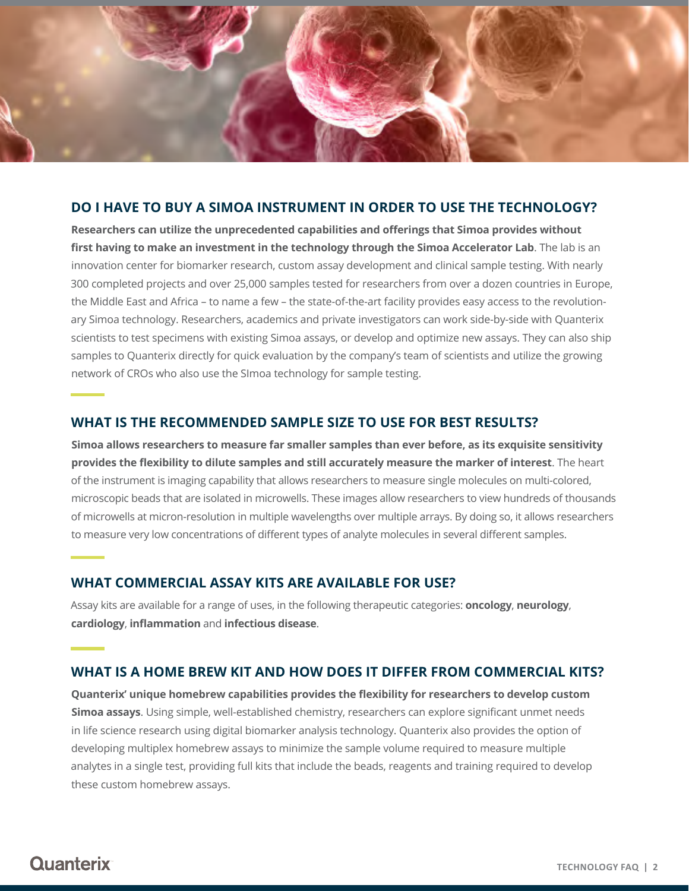## DO I HAVE TO BUY A SIMOA INSTRUMENT IN ORDER TO USE THE TECHNOLOGY?

**Researchers can utilize the unprecedented capabilities and offerings that Simoa provides without first having to make an investment in the technology through the Simoa Accelerator Lab**. The lab is an innovation center for biomarker research, custom assay development and clinical sample testing. With nearly 300 completed projects and over 25,000 samples tested for researchers from over a dozen countries in Europe, the Middle East and Africa – to name a few – the state-of-the-art facility provides easy access to the revolutionary Simoa technology. Researchers, academics and private investigators can work side-by-side with Quanterix scientists to test specimens with existing Simoa assays, or develop and optimize new assays. They can also ship samples to Quanterix directly for quick evaluation by the company's team of scientists and utilize the growing network of CROs who also use the SImoa technology for sample testing.

## WHAT IS THE RECOMMENDED SAMPLE SIZE TO USE FOR BEST RESULTS?

**Simoa allows researchers to measure far smaller samples than ever before, as its exquisite sensitivity provides the flexibility to dilute samples and still accurately measure the marker of interest**. The heart of the instrument is imaging capability that allows researchers to measure single molecules on multi-colored, microscopic beads that are isolated in microwells. These images allow researchers to view hundreds of thousands of microwells at micron-resolution in multiple wavelengths over multiple arrays. By doing so, it allows researchers to measure very low concentrations of different types of analyte molecules in several different samples.

## WHAT COMMERCIAL ASSAY KITS ARE AVAILABLE FOR USE?

Assay kits are available for a range of uses, in the following therapeutic categories: **oncology**, **neurology**, **cardiology**, **inflammation** and **infectious disease**.

## WHAT IS A HOME BREW KIT AND HOW DOES IT DIFFER FROM COMMERCIAL KITS?

**Quanterix' unique homebrew capabilities provides the flexibility for researchers to develop custom Simoa assays**. Using simple, well-established chemistry, researchers can explore significant unmet needs in life science research using digital biomarker analysis technology. Quanterix also provides the option of developing multiplex homebrew assays to minimize the sample volume required to measure multiple analytes in a single test, providing full kits that include the beads, reagents and training required to develop these custom homebrew assays.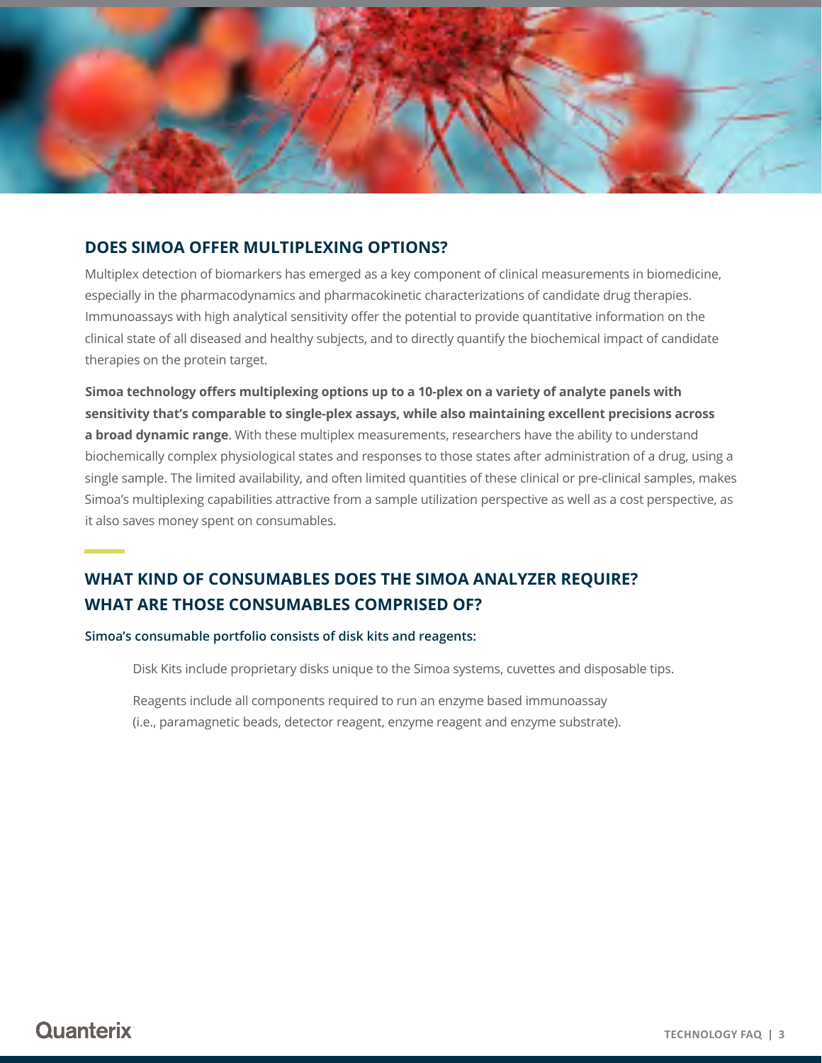## DOES SIMOA OFFER MULTIPLEXING OPTIONS?

Multiplex detection of biomarkers has emerged as a key component of clinical measurements in biomedicine, especially in the pharmacodynamics and pharmacokinetic characterizations of candidate drug therapies. Immunoassays with high analytical sensitivity offer the potential to provide quantitative information on the clinical state of all diseased and healthy subjects, and to directly quantify the biochemical impact of candidate therapies on the protein target.

**Simoa technology offers multiplexing options up to a 10-plex on a variety of analyte panels with sensitivity that's comparable to single-plex assays, while also maintaining excellent precisions across a broad dynamic range**. With these multiplex measurements, researchers have the ability to understand biochemically complex physiological states and responses to those states after administration of a drug, using a single sample. The limited availability, and often limited quantities of these clinical or pre-clinical samples, makes Simoa's multiplexing capabilities attractive from a sample utilization perspective as well as a cost perspective, as it also saves money spent on consumables.

## WHAT KIND OF CONSUMABLES DOES THE SIMOA ANALYZER REQUIRE? WHAT ARE THOSE CONSUMABLES COMPRISED OF?

**Simoa's consumable portfolio consists of disk kits and reagents:**

Disk Kits include proprietary disks unique to the Simoa systems, cuvettes and disposable tips.

Reagents include all components required to run an enzyme based immunoassay (i.e., paramagnetic beads, detector reagent, enzyme reagent and enzyme substrate).